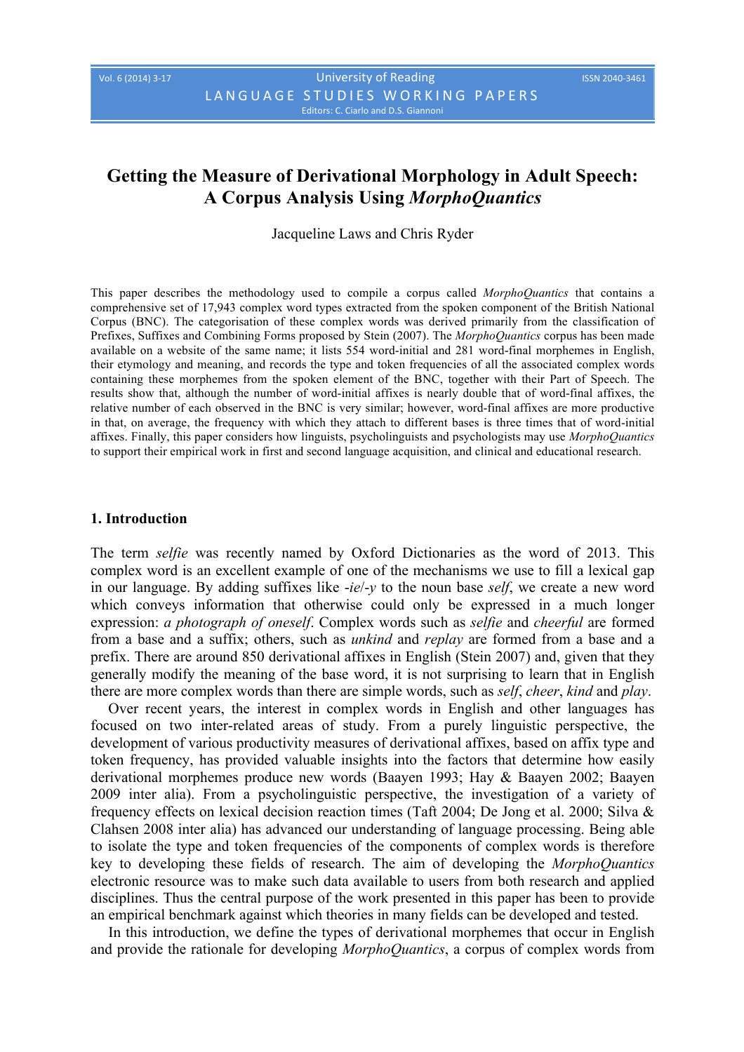# Getting the Measure of Derivational Morphology in Adult Speech: A Corpus Analysis Using *MorphoQuantics*

Jacqueline Laws and Chris Ryder

This paper describes the methodology used to compile a corpus called *MorphoQuantics* that contains a comprehensive set of 17,943 complex word types extracted from the spoken component of the British National Corpus (BNC). The categorisation of these complex words was derived primarily from the classification of Prefixes, Suffixes and Combining Forms proposed by Stein (2007). The *MorphoQuantics* corpus has been made available on a website of the same name; it lists 554 word-initial and 281 word-final morphemes in English, their etymology and meaning, and records the type and token frequencies of all the associated complex words containing these morphemes from the spoken element of the BNC, together with their Part of Speech. The results show that, although the number of word-initial affixes is nearly double that of word-final affixes, the relative number of each observed in the BNC is very similar; however, word-final affixes are more productive in that, on average, the frequency with which they attach to different bases is three times that of word-initial affixes. Finally, this paper considers how linguists, psycholinguists and psychologists may use *MorphoQuantics* to support their empirical work in first and second language acquisition, and clinical and educational research.

## 1. Introduction

The term *selfie* was recently named by Oxford Dictionaries as the word of 2013. This complex word is an excellent example of one of the mechanisms we use to fill a lexical gap in our language. By adding suffixes like -*ie*/-*y* to the noun base *self*, we create a new word which conveys information that otherwise could only be expressed in a much longer expression: *a photograph of oneself*. Complex words such as *selfie* and *cheerful* are formed from a base and a suffix; others, such as *unkind* and *replay* are formed from a base and a prefix. There are around 850 derivational affixes in English (Stein 2007) and, given that they generally modify the meaning of the base word, it is not surprising to learn that in English there are more complex words than there are simple words, such as *self*, *cheer*, *kind* and *play*.

Over recent years, the interest in complex words in English and other languages has focused on two inter-related areas of study. From a purely linguistic perspective, the development of various productivity measures of derivational affixes, based on affix type and token frequency, has provided valuable insights into the factors that determine how easily derivational morphemes produce new words (Baayen 1993; Hay & Baayen 2002; Baayen 2009 inter alia). From a psycholinguistic perspective, the investigation of a variety of frequency effects on lexical decision reaction times (Taft 2004; De Jong et al. 2000; Silva & Clahsen 2008 inter alia) has advanced our understanding of language processing. Being able to isolate the type and token frequencies of the components of complex words is therefore key to developing these fields of research. The aim of developing the *MorphoQuantics* electronic resource was to make such data available to users from both research and applied disciplines. Thus the central purpose of the work presented in this paper has been to provide an empirical benchmark against which theories in many fields can be developed and tested.

In this introduction, we define the types of derivational morphemes that occur in English and provide the rationale for developing *MorphoQuantics*, a corpus of complex words from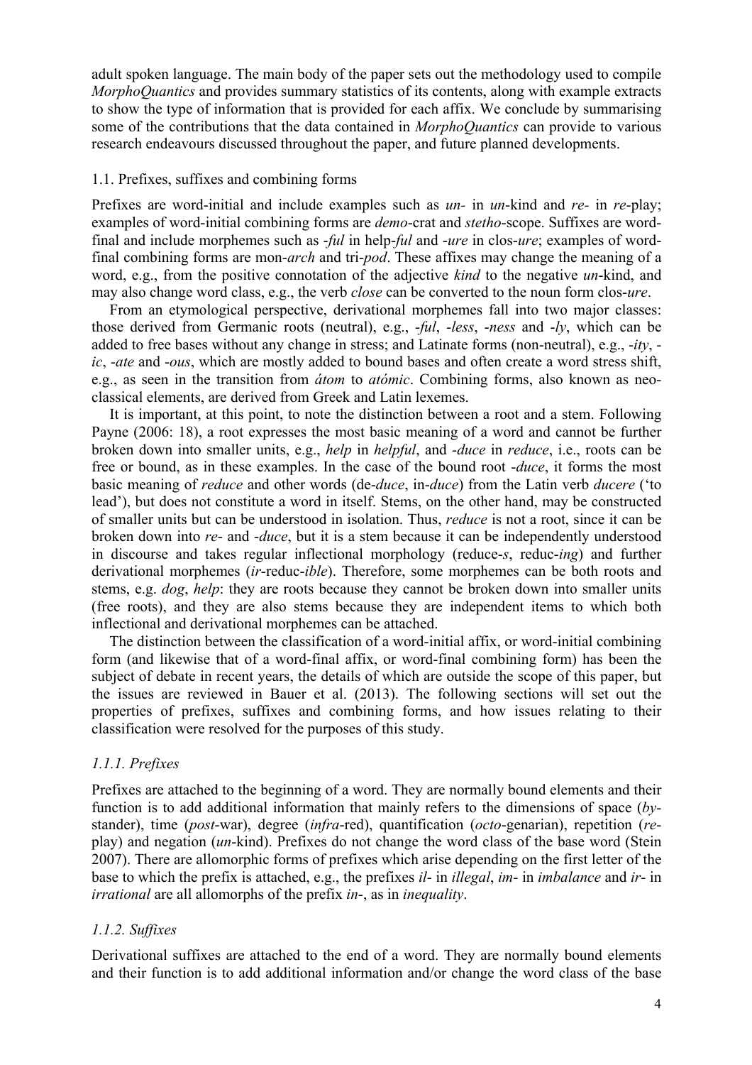adult spoken language. The main body of the paper sets out the methodology used to compile *MorphoQuantics* and provides summary statistics of its contents, along with example extracts to show the type of information that is provided for each affix. We conclude by summarising some of the contributions that the data contained in *MorphoQuantics* can provide to various research endeavours discussed throughout the paper, and future planned developments.

## 1.1. Prefixes, suffixes and combining forms

Prefixes are word-initial and include examples such as *un-* in *un*-kind and *re-* in *re*-play; examples of word-initial combining forms are *demo*-crat and *stetho*-scope. Suffixes are word-final and include morphemes such as *-ful* in help-*ful* and *-ure* in clos-*ure*; examples of word-final combining forms are mon-*arch* and tri-*pod*. These affixes may change the meaning of a word, e.g., from the positive connotation of the adjective *kind* to the negative *un*-kind, and may also change word class, e.g., the verb *close* can be converted to the noun form clos-*ure*.

From an etymological perspective, derivational morphemes fall into two major classes: those derived from Germanic roots (neutral), e.g., *-ful*, *-less*, *-ness* and *-ly*, which can be added to free bases without any change in stress; and Latinate forms (non-neutral), e.g., *-ity*, *-ic*, *-ate* and *-ous*, which are mostly added to bound bases and often create a word stress shift, e.g., as seen in the transition from *átom* to *atómic*. Combining forms, also known as neo-classical elements, are derived from Greek and Latin lexemes.

It is important, at this point, to note the distinction between a root and a stem. Following Payne (2006: 18), a root expresses the most basic meaning of a word and cannot be further broken down into smaller units, e.g., *help* in *helpful*, and *-duce* in *reduce*, i.e., roots can be free or bound, as in these examples. In the case of the bound root *-duce*, it forms the most basic meaning of *reduce* and other words (de-*duce*, in-*duce*) from the Latin verb *ducere* ('to lead'), but does not constitute a word in itself. Stems, on the other hand, may be constructed of smaller units but can be understood in isolation. Thus, *reduce* is not a root, since it can be broken down into *re-* and *-duce*, but it is a stem because it can be independently understood in discourse and takes regular inflectional morphology (reduce-*s*, reduc-*ing*) and further derivational morphemes (*ir*-reduc-*ible*). Therefore, some morphemes can be both roots and stems, e.g. *dog*, *help*: they are roots because they cannot be broken down into smaller units (free roots), and they are also stems because they are independent items to which both inflectional and derivational morphemes can be attached.

The distinction between the classification of a word-initial affix, or word-initial combining form (and likewise that of a word-final affix, or word-final combining form) has been the subject of debate in recent years, the details of which are outside the scope of this paper, but the issues are reviewed in Bauer et al. (2013). The following sections will set out the properties of prefixes, suffixes and combining forms, and how issues relating to their classification were resolved for the purposes of this study.

### *1.1.1. Prefixes*

Prefixes are attached to the beginning of a word. They are normally bound elements and their function is to add additional information that mainly refers to the dimensions of space (*by*-stander), time (*post*-war), degree (*infra*-red), quantification (*octo*-genarian), repetition (*re*-play) and negation (*un*-kind). Prefixes do not change the word class of the base word (Stein 2007). There are allomorphic forms of prefixes which arise depending on the first letter of the base to which the prefix is attached, e.g., the prefixes *il-* in *illegal*, *im-* in *imbalance* and *ir-* in *irrational* are all allomorphs of the prefix *in-*, as in *inequality*.

### *1.1.2. Suffixes*

Derivational suffixes are attached to the end of a word. They are normally bound elements and their function is to add additional information and/or change the word class of the base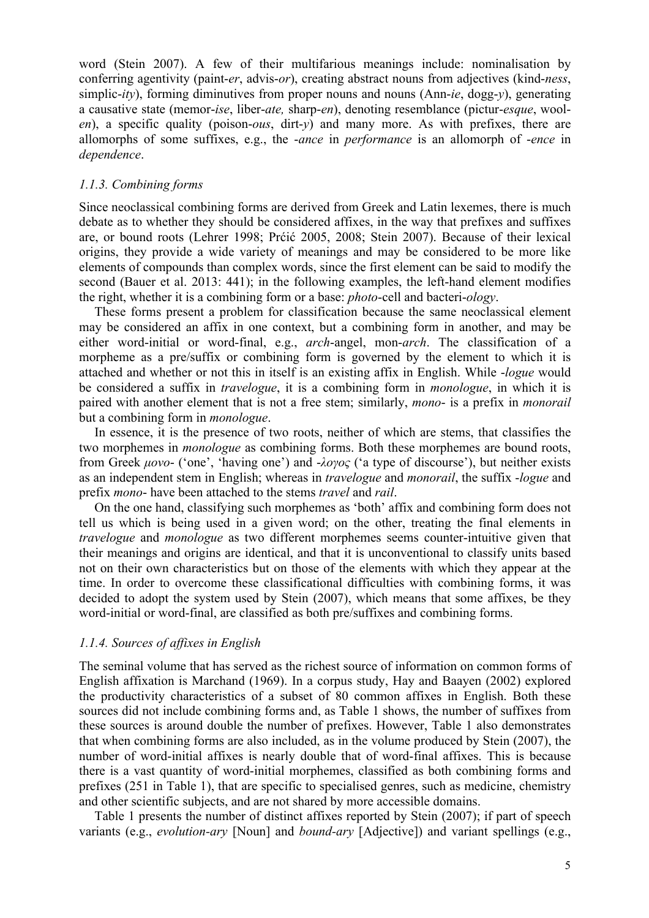word (Stein 2007). A few of their multifarious meanings include: nominalisation by conferring agentivity (paint-*er*, advis-*or*), creating abstract nouns from adjectives (kind-*ness*, simplic-*ity*), forming diminutives from proper nouns and nouns (Ann-*ie*, dogg-*y*), generating a causative state (memor-*ise*, liber-*ate,* sharp-*en*), denoting resemblance (pictur-*esque*, wool-*en*), a specific quality (poison-*ous*, dirt-*y*) and many more. As with prefixes, there are allomorphs of some suffixes, e.g., the -*ance* in *performance* is an allomorph of -*ence* in *dependence*.

### *1.1.3. Combining forms*

Since neoclassical combining forms are derived from Greek and Latin lexemes, there is much debate as to whether they should be considered affixes, in the way that prefixes and suffixes are, or bound roots (Lehrer 1998; Prćić 2005, 2008; Stein 2007). Because of their lexical origins, they provide a wide variety of meanings and may be considered to be more like elements of compounds than complex words, since the first element can be said to modify the second (Bauer et al. 2013: 441); in the following examples, the left-hand element modifies the right, whether it is a combining form or a base: *photo*-cell and bacteri-*ology*.

These forms present a problem for classification because the same neoclassical element may be considered an affix in one context, but a combining form in another, and may be either word-initial or word-final, e.g., *arch*-angel, mon-*arch*. The classification of a morpheme as a pre/suffix or combining form is governed by the element to which it is attached and whether or not this in itself is an existing affix in English. While -*logue* would be considered a suffix in *travelogue*, it is a combining form in *monologue*, in which it is paired with another element that is not a free stem; similarly, *mono*- is a prefix in *monorail* but a combining form in *monologue*.

In essence, it is the presence of two roots, neither of which are stems, that classifies the two morphemes in *monologue* as combining forms. Both these morphemes are bound roots, from Greek *μονο*- ('one', 'having one') and -*λογος* ('a type of discourse'), but neither exists as an independent stem in English; whereas in *travelogue* and *monorail*, the suffix -*logue* and prefix *mono*- have been attached to the stems *travel* and *rail*.

On the one hand, classifying such morphemes as 'both' affix and combining form does not tell us which is being used in a given word; on the other, treating the final elements in *travelogue* and *monologue* as two different morphemes seems counter-intuitive given that their meanings and origins are identical, and that it is unconventional to classify units based not on their own characteristics but on those of the elements with which they appear at the time. In order to overcome these classificational difficulties with combining forms, it was decided to adopt the system used by Stein (2007), which means that some affixes, be they word-initial or word-final, are classified as both pre/suffixes and combining forms.

### *1.1.4. Sources of affixes in English*

The seminal volume that has served as the richest source of information on common forms of English affixation is Marchand (1969). In a corpus study, Hay and Baayen (2002) explored the productivity characteristics of a subset of 80 common affixes in English. Both these sources did not include combining forms and, as Table 1 shows, the number of suffixes from these sources is around double the number of prefixes. However, Table 1 also demonstrates that when combining forms are also included, as in the volume produced by Stein (2007), the number of word-initial affixes is nearly double that of word-final affixes. This is because there is a vast quantity of word-initial morphemes, classified as both combining forms and prefixes (251 in Table 1), that are specific to specialised genres, such as medicine, chemistry and other scientific subjects, and are not shared by more accessible domains.

Table 1 presents the number of distinct affixes reported by Stein (2007); if part of speech variants (e.g., *evolution-ary* [Noun] and *bound-ary* [Adjective]) and variant spellings (e.g.,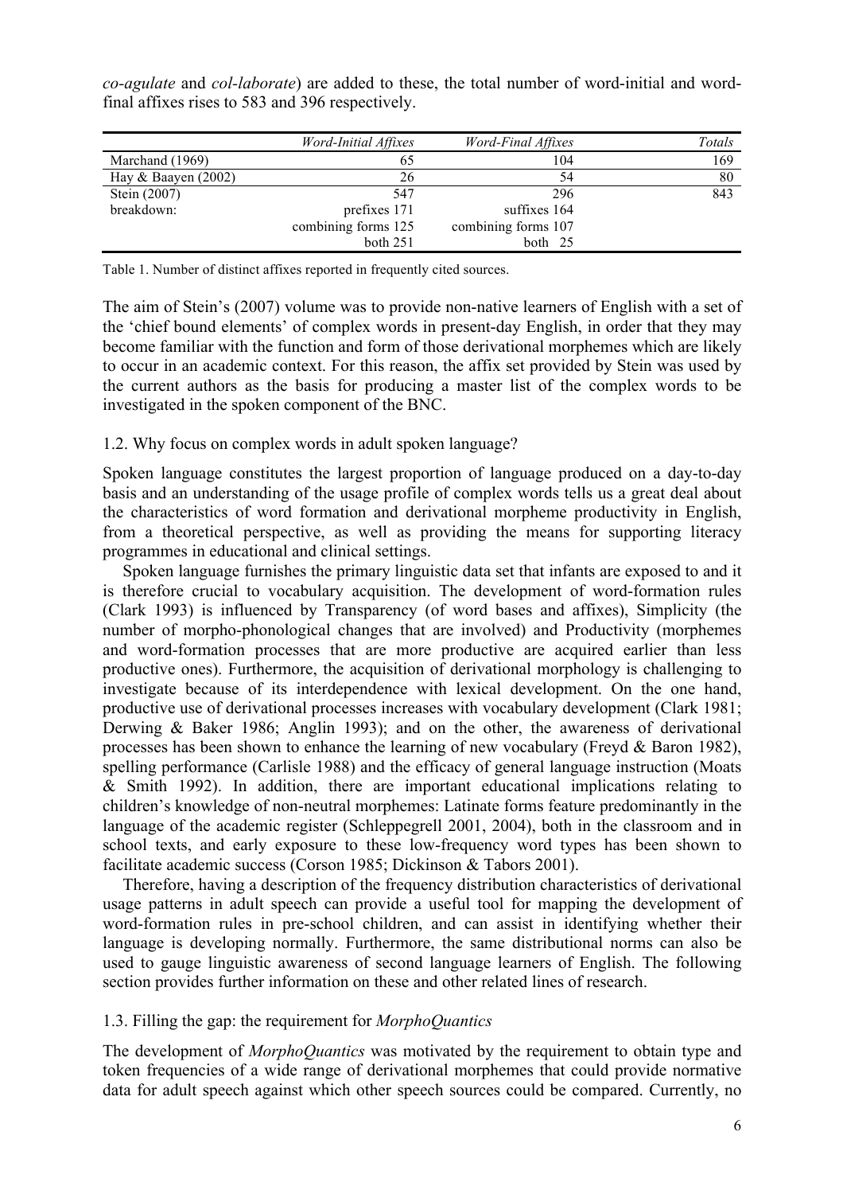*co-agulate* and *col-laborate*) are added to these, the total number of word-initial and word-final affixes rises to 583 and 396 respectively.

| | *Word-Initial Affixes* | *Word-Final Affixes* | *Totals* |
|---|---|---|---|
| Marchand (1969) | 65 | 104 | 169 |
| Hay & Baayen (2002) | 26 | 54 | 80 |
| Stein (2007) | 547 | 296 | 843 |
| breakdown: | prefixes 171 | suffixes 164 | |
| | combining forms 125 | combining forms 107 | |
| | both 251 | both 25 | |

Table 1. Number of distinct affixes reported in frequently cited sources.

The aim of Stein's (2007) volume was to provide non-native learners of English with a set of the 'chief bound elements' of complex words in present-day English, in order that they may become familiar with the function and form of those derivational morphemes which are likely to occur in an academic context. For this reason, the affix set provided by Stein was used by the current authors as the basis for producing a master list of the complex words to be investigated in the spoken component of the BNC.

### 1.2. Why focus on complex words in adult spoken language?

Spoken language constitutes the largest proportion of language produced on a day-to-day basis and an understanding of the usage profile of complex words tells us a great deal about the characteristics of word formation and derivational morpheme productivity in English, from a theoretical perspective, as well as providing the means for supporting literacy programmes in educational and clinical settings.

Spoken language furnishes the primary linguistic data set that infants are exposed to and it is therefore crucial to vocabulary acquisition. The development of word-formation rules (Clark 1993) is influenced by Transparency (of word bases and affixes), Simplicity (the number of morpho-phonological changes that are involved) and Productivity (morphemes and word-formation processes that are more productive are acquired earlier than less productive ones). Furthermore, the acquisition of derivational morphology is challenging to investigate because of its interdependence with lexical development. On the one hand, productive use of derivational processes increases with vocabulary development (Clark 1981; Derwing & Baker 1986; Anglin 1993); and on the other, the awareness of derivational processes has been shown to enhance the learning of new vocabulary (Freyd & Baron 1982), spelling performance (Carlisle 1988) and the efficacy of general language instruction (Moats & Smith 1992). In addition, there are important educational implications relating to children's knowledge of non-neutral morphemes: Latinate forms feature predominantly in the language of the academic register (Schleppegrell 2001, 2004), both in the classroom and in school texts, and early exposure to these low-frequency word types has been shown to facilitate academic success (Corson 1985; Dickinson & Tabors 2001).

Therefore, having a description of the frequency distribution characteristics of derivational usage patterns in adult speech can provide a useful tool for mapping the development of word-formation rules in pre-school children, and can assist in identifying whether their language is developing normally. Furthermore, the same distributional norms can also be used to gauge linguistic awareness of second language learners of English. The following section provides further information on these and other related lines of research.

### 1.3. Filling the gap: the requirement for *MorphoQuantics*

The development of *MorphoQuantics* was motivated by the requirement to obtain type and token frequencies of a wide range of derivational morphemes that could provide normative data for adult speech against which other speech sources could be compared. Currently, no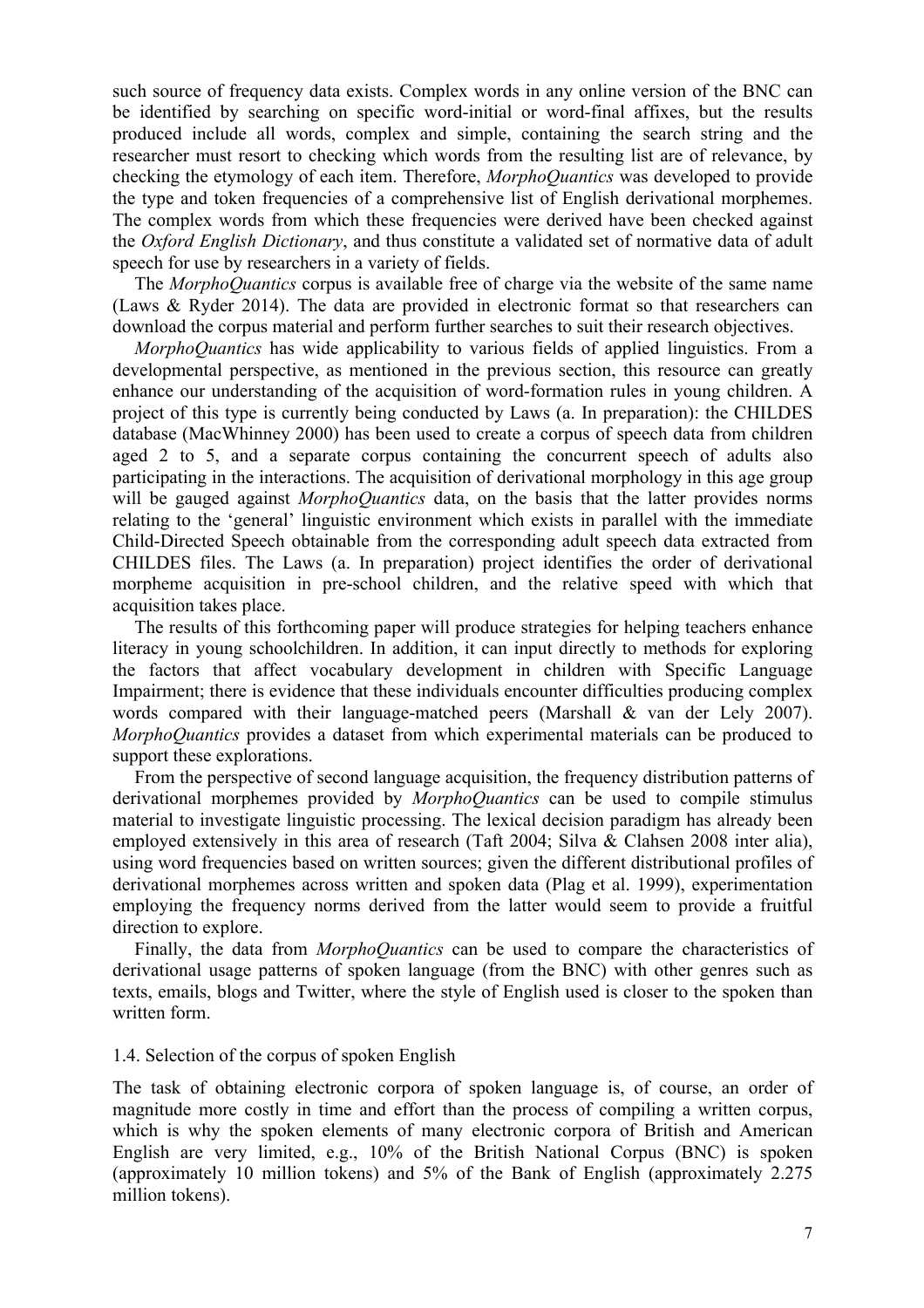such source of frequency data exists. Complex words in any online version of the BNC can be identified by searching on specific word-initial or word-final affixes, but the results produced include all words, complex and simple, containing the search string and the researcher must resort to checking which words from the resulting list are of relevance, by checking the etymology of each item. Therefore, *MorphoQuantics* was developed to provide the type and token frequencies of a comprehensive list of English derivational morphemes. The complex words from which these frequencies were derived have been checked against the *Oxford English Dictionary*, and thus constitute a validated set of normative data of adult speech for use by researchers in a variety of fields.

The *MorphoQuantics* corpus is available free of charge via the website of the same name (Laws & Ryder 2014). The data are provided in electronic format so that researchers can download the corpus material and perform further searches to suit their research objectives.

*MorphoQuantics* has wide applicability to various fields of applied linguistics. From a developmental perspective, as mentioned in the previous section, this resource can greatly enhance our understanding of the acquisition of word-formation rules in young children. A project of this type is currently being conducted by Laws (a. In preparation): the CHILDES database (MacWhinney 2000) has been used to create a corpus of speech data from children aged 2 to 5, and a separate corpus containing the concurrent speech of adults also participating in the interactions. The acquisition of derivational morphology in this age group will be gauged against *MorphoQuantics* data, on the basis that the latter provides norms relating to the 'general' linguistic environment which exists in parallel with the immediate Child-Directed Speech obtainable from the corresponding adult speech data extracted from CHILDES files. The Laws (a. In preparation) project identifies the order of derivational morpheme acquisition in pre-school children, and the relative speed with which that acquisition takes place.

The results of this forthcoming paper will produce strategies for helping teachers enhance literacy in young schoolchildren. In addition, it can input directly to methods for exploring the factors that affect vocabulary development in children with Specific Language Impairment; there is evidence that these individuals encounter difficulties producing complex words compared with their language-matched peers (Marshall & van der Lely 2007). *MorphoQuantics* provides a dataset from which experimental materials can be produced to support these explorations.

From the perspective of second language acquisition, the frequency distribution patterns of derivational morphemes provided by *MorphoQuantics* can be used to compile stimulus material to investigate linguistic processing. The lexical decision paradigm has already been employed extensively in this area of research (Taft 2004; Silva & Clahsen 2008 inter alia), using word frequencies based on written sources; given the different distributional profiles of derivational morphemes across written and spoken data (Plag et al. 1999), experimentation employing the frequency norms derived from the latter would seem to provide a fruitful direction to explore.

Finally, the data from *MorphoQuantics* can be used to compare the characteristics of derivational usage patterns of spoken language (from the BNC) with other genres such as texts, emails, blogs and Twitter, where the style of English used is closer to the spoken than written form.

### 1.4. Selection of the corpus of spoken English

The task of obtaining electronic corpora of spoken language is, of course, an order of magnitude more costly in time and effort than the process of compiling a written corpus, which is why the spoken elements of many electronic corpora of British and American English are very limited, e.g., 10% of the British National Corpus (BNC) is spoken (approximately 10 million tokens) and 5% of the Bank of English (approximately 2.275 million tokens).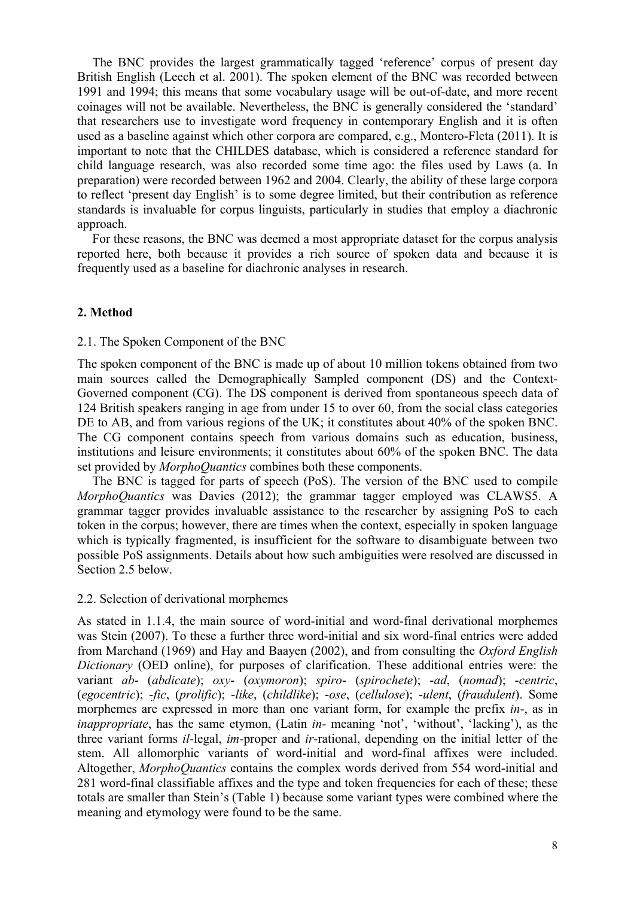The BNC provides the largest grammatically tagged 'reference' corpus of present day British English (Leech et al. 2001). The spoken element of the BNC was recorded between 1991 and 1994; this means that some vocabulary usage will be out-of-date, and more recent coinages will not be available. Nevertheless, the BNC is generally considered the 'standard' that researchers use to investigate word frequency in contemporary English and it is often used as a baseline against which other corpora are compared, e.g., Montero-Fleta (2011). It is important to note that the CHILDES database, which is considered a reference standard for child language research, was also recorded some time ago: the files used by Laws (a. In preparation) were recorded between 1962 and 2004. Clearly, the ability of these large corpora to reflect 'present day English' is to some degree limited, but their contribution as reference standards is invaluable for corpus linguists, particularly in studies that employ a diachronic approach.

For these reasons, the BNC was deemed a most appropriate dataset for the corpus analysis reported here, both because it provides a rich source of spoken data and because it is frequently used as a baseline for diachronic analyses in research.

## 2. Method

### 2.1. The Spoken Component of the BNC

The spoken component of the BNC is made up of about 10 million tokens obtained from two main sources called the Demographically Sampled component (DS) and the Context-Governed component (CG). The DS component is derived from spontaneous speech data of 124 British speakers ranging in age from under 15 to over 60, from the social class categories DE to AB, and from various regions of the UK; it constitutes about 40% of the spoken BNC. The CG component contains speech from various domains such as education, business, institutions and leisure environments; it constitutes about 60% of the spoken BNC. The data set provided by *MorphoQuantics* combines both these components.

The BNC is tagged for parts of speech (PoS). The version of the BNC used to compile *MorphoQuantics* was Davies (2012); the grammar tagger employed was CLAWS5. A grammar tagger provides invaluable assistance to the researcher by assigning PoS to each token in the corpus; however, there are times when the context, especially in spoken language which is typically fragmented, is insufficient for the software to disambiguate between two possible PoS assignments. Details about how such ambiguities were resolved are discussed in Section 2.5 below.

### 2.2. Selection of derivational morphemes

As stated in 1.1.4, the main source of word-initial and word-final derivational morphemes was Stein (2007). To these a further three word-initial and six word-final entries were added from Marchand (1969) and Hay and Baayen (2002), and from consulting the *Oxford English Dictionary* (OED online), for purposes of clarification. These additional entries were: the variant *ab-* (*abdicate*); *oxy-* (*oxymoron*); *spiro-* (*spirochete*); *-ad*, (*nomad*); *-centric*, (*egocentric*); *-fic*, (*prolific*); *-like*, (*childlike*); *-ose*, (*cellulose*); *-ulent*, (*fraudulent*). Some morphemes are expressed in more than one variant form, for example the prefix *in-*, as in *inappropriate*, has the same etymon, (Latin *in-* meaning 'not', 'without', 'lacking'), as the three variant forms *il*-legal, *im*-proper and *ir*-rational, depending on the initial letter of the stem. All allomorphic variants of word-initial and word-final affixes were included. Altogether, *MorphoQuantics* contains the complex words derived from 554 word-initial and 281 word-final classifiable affixes and the type and token frequencies for each of these; these totals are smaller than Stein's (Table 1) because some variant types were combined where the meaning and etymology were found to be the same.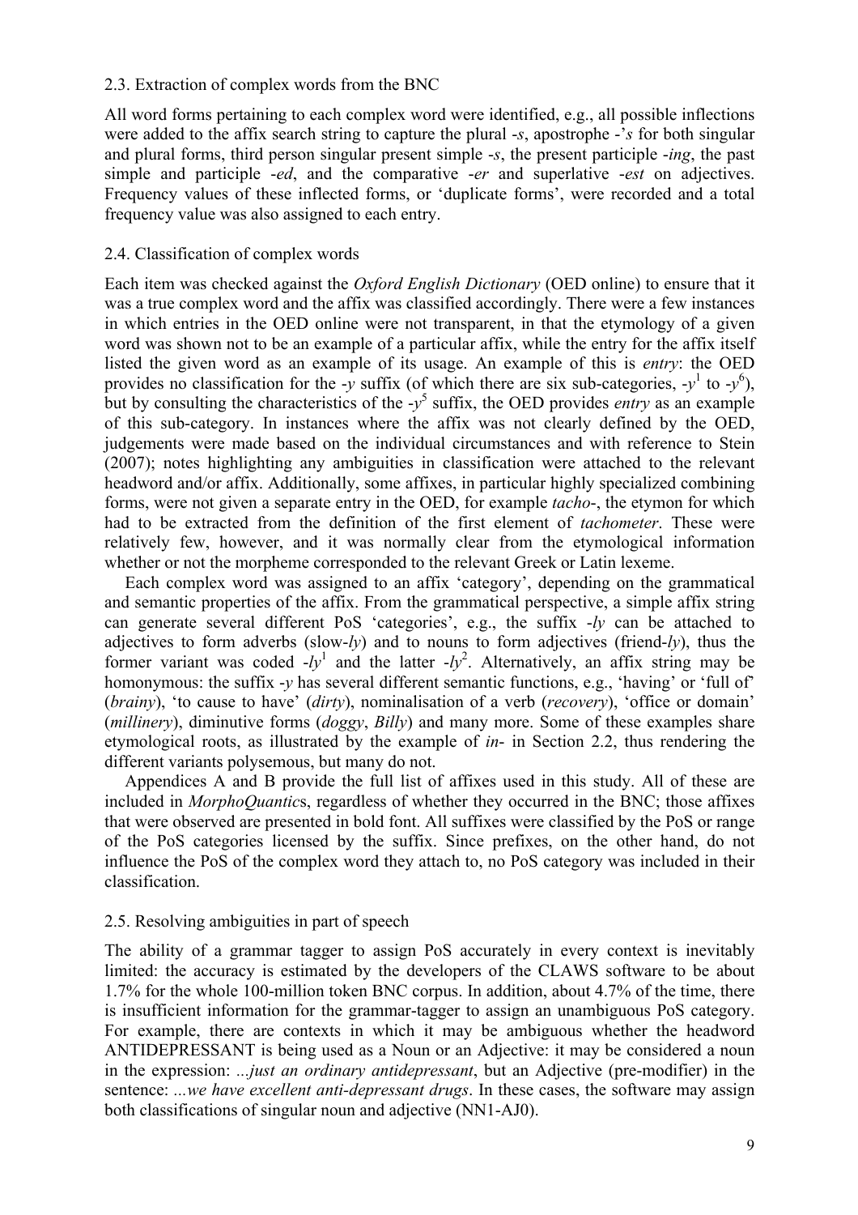### 2.3. Extraction of complex words from the BNC

All word forms pertaining to each complex word were identified, e.g., all possible inflections were added to the affix search string to capture the plural *-s*, apostrophe *-'s* for both singular and plural forms, third person singular present simple *-s*, the present participle *-ing*, the past simple and participle *-ed*, and the comparative *-er* and superlative *-est* on adjectives. Frequency values of these inflected forms, or 'duplicate forms', were recorded and a total frequency value was also assigned to each entry.

### 2.4. Classification of complex words

Each item was checked against the *Oxford English Dictionary* (OED online) to ensure that it was a true complex word and the affix was classified accordingly. There were a few instances in which entries in the OED online were not transparent, in that the etymology of a given word was shown not to be an example of a particular affix, while the entry for the affix itself listed the given word as an example of its usage. An example of this is *entry*: the OED provides no classification for the *-y* suffix (of which there are six sub-categories, *-y*$^1$ to *-y*$^6$), but by consulting the characteristics of the *-y*$^5$ suffix, the OED provides *entry* as an example of this sub-category. In instances where the affix was not clearly defined by the OED, judgements were made based on the individual circumstances and with reference to Stein (2007); notes highlighting any ambiguities in classification were attached to the relevant headword and/or affix. Additionally, some affixes, in particular highly specialized combining forms, were not given a separate entry in the OED, for example *tacho-*, the etymon for which had to be extracted from the definition of the first element of *tachometer*. These were relatively few, however, and it was normally clear from the etymological information whether or not the morpheme corresponded to the relevant Greek or Latin lexeme.

Each complex word was assigned to an affix 'category', depending on the grammatical and semantic properties of the affix. From the grammatical perspective, a simple affix string can generate several different PoS 'categories', e.g., the suffix *-ly* can be attached to adjectives to form adverbs (slow-*ly*) and to nouns to form adjectives (friend-*ly*), thus the former variant was coded *-ly*$^1$ and the latter *-ly*$^2$. Alternatively, an affix string may be homonymous: the suffix *-y* has several different semantic functions, e.g., 'having' or 'full of' (*brainy*), 'to cause to have' (*dirty*), nominalisation of a verb (*recovery*), 'office or domain' (*millinery*), diminutive forms (*doggy*, *Billy*) and many more. Some of these examples share etymological roots, as illustrated by the example of *in-* in Section 2.2, thus rendering the different variants polysemous, but many do not.

Appendices A and B provide the full list of affixes used in this study. All of these are included in *MorphoQuantic*s, regardless of whether they occurred in the BNC; those affixes that were observed are presented in bold font. All suffixes were classified by the PoS or range of the PoS categories licensed by the suffix. Since prefixes, on the other hand, do not influence the PoS of the complex word they attach to, no PoS category was included in their classification.

### 2.5. Resolving ambiguities in part of speech

The ability of a grammar tagger to assign PoS accurately in every context is inevitably limited: the accuracy is estimated by the developers of the CLAWS software to be about 1.7% for the whole 100-million token BNC corpus. In addition, about 4.7% of the time, there is insufficient information for the grammar-tagger to assign an unambiguous PoS category. For example, there are contexts in which it may be ambiguous whether the headword ANTIDEPRESSANT is being used as a Noun or an Adjective: it may be considered a noun in the expression: *...just an ordinary antidepressant*, but an Adjective (pre-modifier) in the sentence: *...we have excellent anti-depressant drugs*. In these cases, the software may assign both classifications of singular noun and adjective (NN1-AJ0).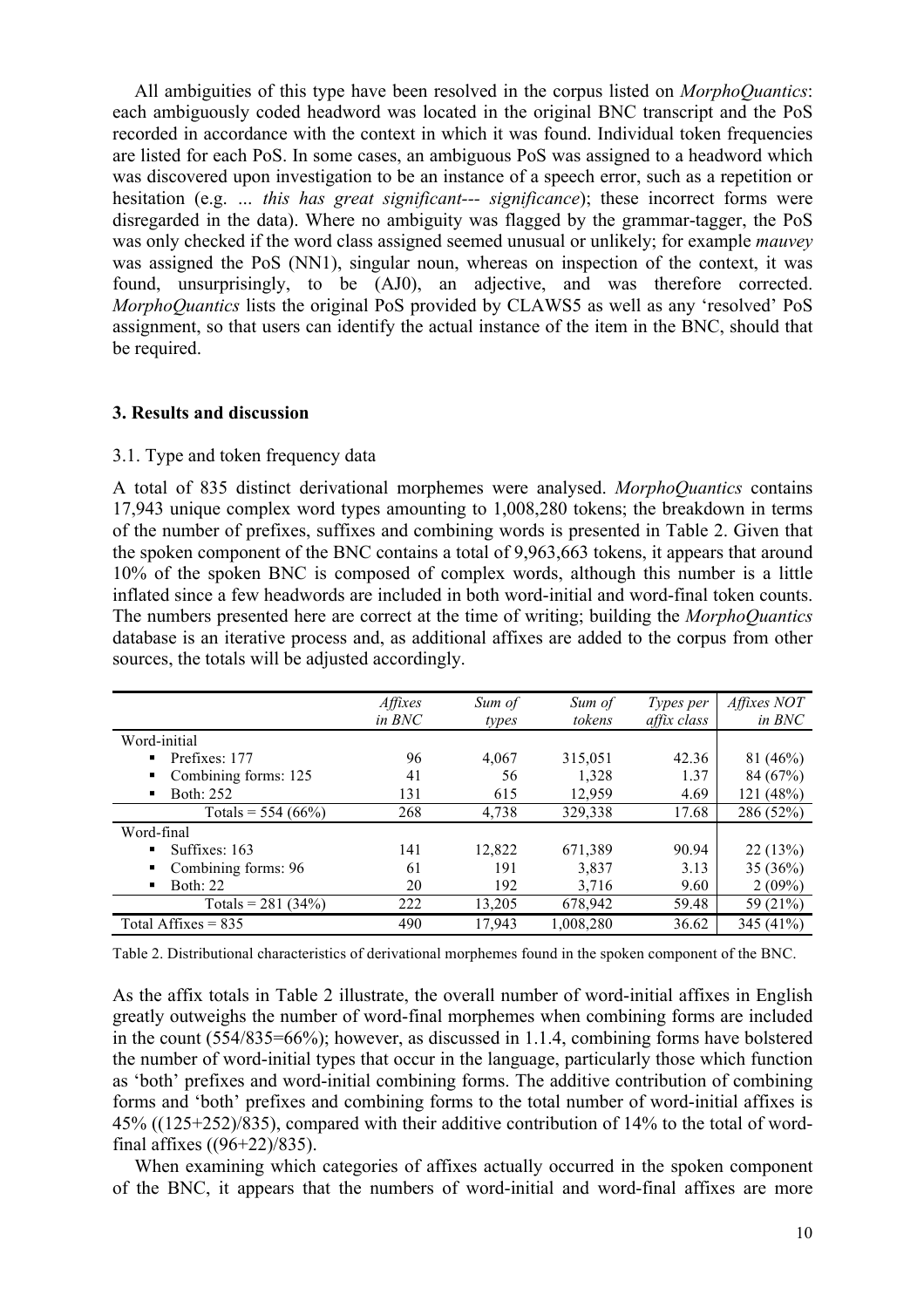All ambiguities of this type have been resolved in the corpus listed on *MorphoQuantics*: each ambiguously coded headword was located in the original BNC transcript and the PoS recorded in accordance with the context in which it was found. Individual token frequencies are listed for each PoS. In some cases, an ambiguous PoS was assigned to a headword which was discovered upon investigation to be an instance of a speech error, such as a repetition or hesitation (e.g. ... *this has great significant--- significance*); these incorrect forms were disregarded in the data). Where no ambiguity was flagged by the grammar-tagger, the PoS was only checked if the word class assigned seemed unusual or unlikely; for example *mauvey* was assigned the PoS (NN1), singular noun, whereas on inspection of the context, it was found, unsurprisingly, to be (AJ0), an adjective, and was therefore corrected. *MorphoQuantics* lists the original PoS provided by CLAWS5 as well as any 'resolved' PoS assignment, so that users can identify the actual instance of the item in the BNC, should that be required.

## 3. Results and discussion

### 3.1. Type and token frequency data

A total of 835 distinct derivational morphemes were analysed. *MorphoQuantics* contains 17,943 unique complex word types amounting to 1,008,280 tokens; the breakdown in terms of the number of prefixes, suffixes and combining words is presented in Table 2. Given that the spoken component of the BNC contains a total of 9,963,663 tokens, it appears that around 10% of the spoken BNC is composed of complex words, although this number is a little inflated since a few headwords are included in both word-initial and word-final token counts. The numbers presented here are correct at the time of writing; building the *MorphoQuantics* database is an iterative process and, as additional affixes are added to the corpus from other sources, the totals will be adjusted accordingly.

| | *Affixes in BNC* | *Sum of types* | *Sum of tokens* | *Types per affix class* | *Affixes NOT in BNC* |
|---|---|---|---|---|---|
| Word-initial | | | | | |
| ▪ Prefixes: 177 | 96 | 4,067 | 315,051 | 42.36 | 81 (46%) |
| ▪ Combining forms: 125 | 41 | 56 | 1,328 | 1.37 | 84 (67%) |
| ▪ Both: 252 | 131 | 615 | 12,959 | 4.69 | 121 (48%) |
| Totals = 554 (66%) | 268 | 4,738 | 329,338 | 17.68 | 286 (52%) |
| Word-final | | | | | |
| ▪ Suffixes: 163 | 141 | 12,822 | 671,389 | 90.94 | 22 (13%) |
| ▪ Combining forms: 96 | 61 | 191 | 3,837 | 3.13 | 35 (36%) |
| ▪ Both: 22 | 20 | 192 | 3,716 | 9.60 | 2 (09%) |
| Totals = 281 (34%) | 222 | 13,205 | 678,942 | 59.48 | 59 (21%) |
| Total Affixes = 835 | 490 | 17,943 | 1,008,280 | 36.62 | 345 (41%) |

Table 2. Distributional characteristics of derivational morphemes found in the spoken component of the BNC.

As the affix totals in Table 2 illustrate, the overall number of word-initial affixes in English greatly outweighs the number of word-final morphemes when combining forms are included in the count (554/835=66%); however, as discussed in 1.1.4, combining forms have bolstered the number of word-initial types that occur in the language, particularly those which function as 'both' prefixes and word-initial combining forms. The additive contribution of combining forms and 'both' prefixes and combining forms to the total number of word-initial affixes is 45% ((125+252)/835), compared with their additive contribution of 14% to the total of word-final affixes ((96+22)/835).

When examining which categories of affixes actually occurred in the spoken component of the BNC, it appears that the numbers of word-initial and word-final affixes are more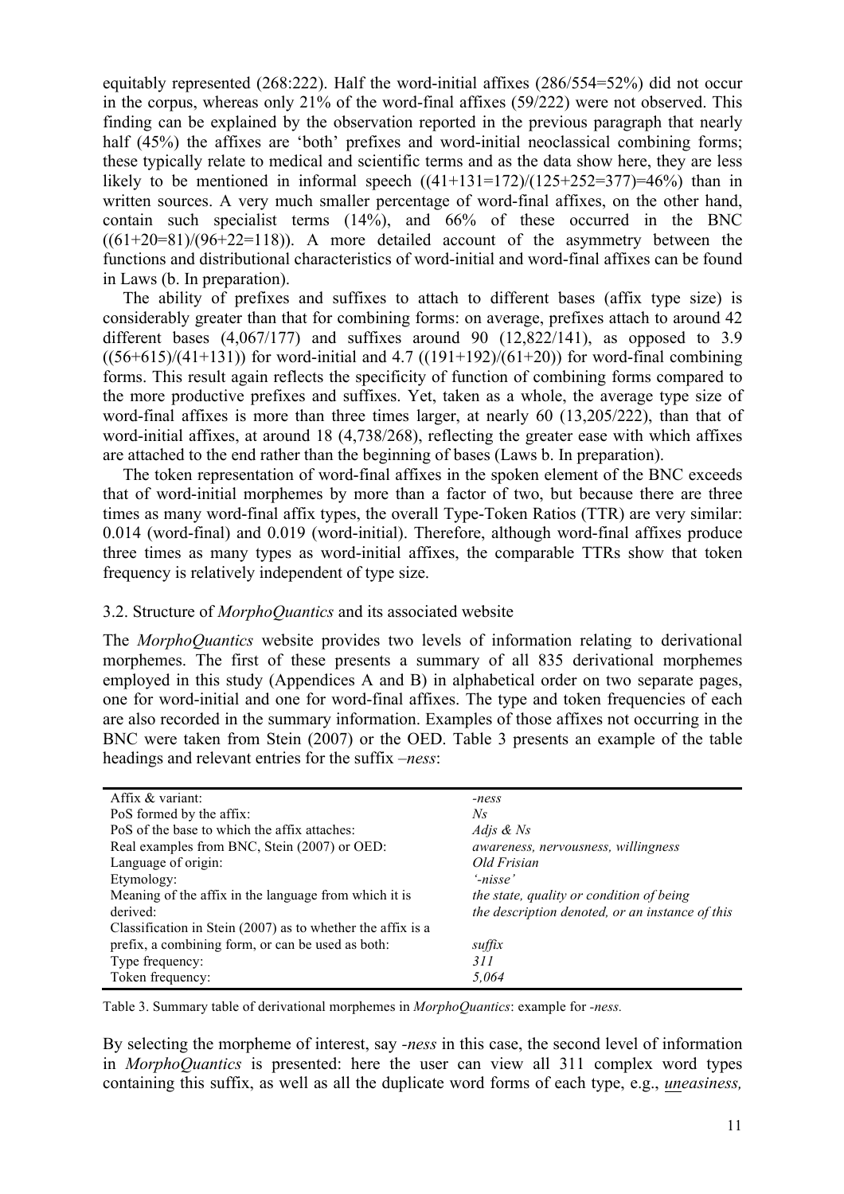equitably represented (268:222). Half the word-initial affixes (286/554=52%) did not occur in the corpus, whereas only 21% of the word-final affixes (59/222) were not observed. This finding can be explained by the observation reported in the previous paragraph that nearly half (45%) the affixes are 'both' prefixes and word-initial neoclassical combining forms; these typically relate to medical and scientific terms and as the data show here, they are less likely to be mentioned in informal speech ((41+131=172)/(125+252=377)=46%) than in written sources. A very much smaller percentage of word-final affixes, on the other hand, contain such specialist terms (14%), and 66% of these occurred in the BNC ((61+20=81)/(96+22=118)). A more detailed account of the asymmetry between the functions and distributional characteristics of word-initial and word-final affixes can be found in Laws (b. In preparation).

The ability of prefixes and suffixes to attach to different bases (affix type size) is considerably greater than that for combining forms: on average, prefixes attach to around 42 different bases (4,067/177) and suffixes around 90 (12,822/141), as opposed to 3.9 ((56+615)/(41+131)) for word-initial and 4.7 ((191+192)/(61+20)) for word-final combining forms. This result again reflects the specificity of function of combining forms compared to the more productive prefixes and suffixes. Yet, taken as a whole, the average type size of word-final affixes is more than three times larger, at nearly 60 (13,205/222), than that of word-initial affixes, at around 18 (4,738/268), reflecting the greater ease with which affixes are attached to the end rather than the beginning of bases (Laws b. In preparation).

The token representation of word-final affixes in the spoken element of the BNC exceeds that of word-initial morphemes by more than a factor of two, but because there are three times as many word-final affix types, the overall Type-Token Ratios (TTR) are very similar: 0.014 (word-final) and 0.019 (word-initial). Therefore, although word-final affixes produce three times as many types as word-initial affixes, the comparable TTRs show that token frequency is relatively independent of type size.

### 3.2. Structure of *MorphoQuantics* and its associated website

The *MorphoQuantics* website provides two levels of information relating to derivational morphemes. The first of these presents a summary of all 835 derivational morphemes employed in this study (Appendices A and B) in alphabetical order on two separate pages, one for word-initial and one for word-final affixes. The type and token frequencies of each are also recorded in the summary information. Examples of those affixes not occurring in the BNC were taken from Stein (2007) or the OED. Table 3 presents an example of the table headings and relevant entries for the suffix *–ness*:

| | |
|---|---|
| Affix & variant: | *-ness* |
| PoS formed by the affix: | *Ns* |
| PoS of the base to which the affix attaches: | *Adjs & Ns* |
| Real examples from BNC, Stein (2007) or OED: | *awareness, nervousness, willingness* |
| Language of origin: | *Old Frisian* |
| Etymology: | *'-nisse'* |
| Meaning of the affix in the language from which it is derived: | *the state, quality or condition of being the description denoted, or an instance of this* |
| Classification in Stein (2007) as to whether the affix is a prefix, a combining form, or can be used as both: | *suffix* |
| Type frequency: | *311* |
| Token frequency: | *5,064* |

Table 3. Summary table of derivational morphemes in *MorphoQuantics*: example for *-ness.*

By selecting the morpheme of interest, say *-ness* in this case, the second level of information in *MorphoQuantics* is presented: here the user can view all 311 complex word types containing this suffix, as well as all the duplicate word forms of each type, e.g., *uneasiness,*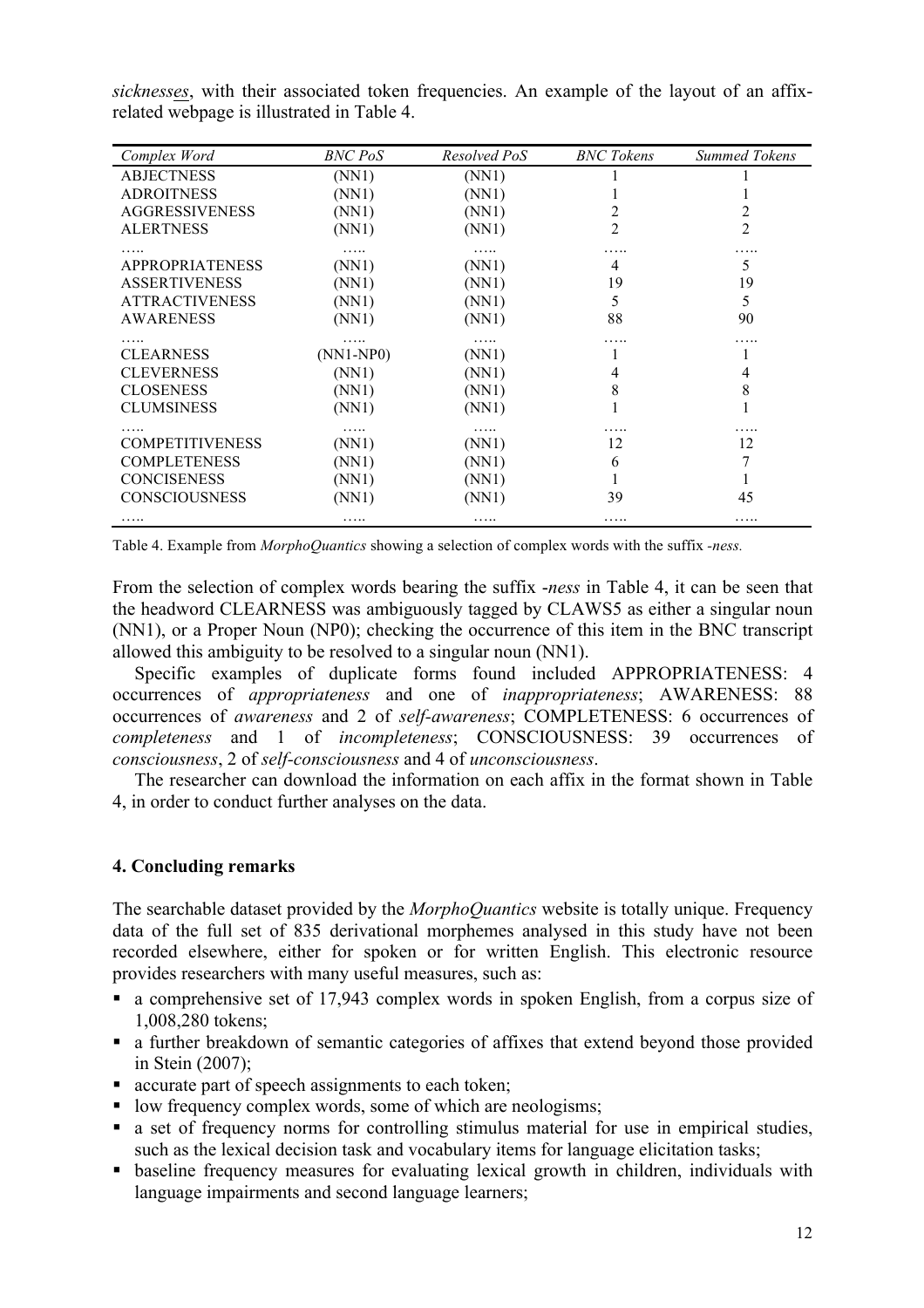*sicknesses*, with their associated token frequencies. An example of the layout of an affix-related webpage is illustrated in Table 4.

| *Complex Word* | *BNC PoS* | *Resolved PoS* | *BNC Tokens* | *Summed Tokens* |
|---|---|---|---|---|
| ABJECTNESS | (NN1) | (NN1) | 1 | 1 |
| ADROITNESS | (NN1) | (NN1) | 1 | 1 |
| AGGRESSIVENESS | (NN1) | (NN1) | 2 | 2 |
| ALERTNESS | (NN1) | (NN1) | 2 | 2 |
| ….. | ….. | ….. | ….. | ….. |
| APPROPRIATENESS | (NN1) | (NN1) | 4 | 5 |
| ASSERTIVENESS | (NN1) | (NN1) | 19 | 19 |
| ATTRACTIVENESS | (NN1) | (NN1) | 5 | 5 |
| AWARENESS | (NN1) | (NN1) | 88 | 90 |
| ….. | ….. | ….. | ….. | ….. |
| CLEARNESS | (NN1-NP0) | (NN1) | 1 | 1 |
| CLEVERNESS | (NN1) | (NN1) | 4 | 4 |
| CLOSENESS | (NN1) | (NN1) | 8 | 8 |
| CLUMSINESS | (NN1) | (NN1) | 1 | 1 |
| ….. | ….. | ….. | ….. | ….. |
| COMPETITIVENESS | (NN1) | (NN1) | 12 | 12 |
| COMPLETENESS | (NN1) | (NN1) | 6 | 7 |
| CONCISENESS | (NN1) | (NN1) | 1 | 1 |
| CONSCIOUSNESS | (NN1) | (NN1) | 39 | 45 |
| ….. | ….. | ….. | ….. | ….. |

Table 4. Example from *MorphoQuantics* showing a selection of complex words with the suffix *-ness*.

From the selection of complex words bearing the suffix *-ness* in Table 4, it can be seen that the headword CLEARNESS was ambiguously tagged by CLAWS5 as either a singular noun (NN1), or a Proper Noun (NP0); checking the occurrence of this item in the BNC transcript allowed this ambiguity to be resolved to a singular noun (NN1).

Specific examples of duplicate forms found included APPROPRIATENESS: 4 occurrences of *appropriateness* and one of *inappropriateness*; AWARENESS: 88 occurrences of *awareness* and 2 of *self-awareness*; COMPLETENESS: 6 occurrences of *completeness* and 1 of *incompleteness*; CONSCIOUSNESS: 39 occurrences of *consciousness*, 2 of *self-consciousness* and 4 of *unconsciousness*.

The researcher can download the information on each affix in the format shown in Table 4, in order to conduct further analyses on the data.

## 4. Concluding remarks

The searchable dataset provided by the *MorphoQuantics* website is totally unique. Frequency data of the full set of 835 derivational morphemes analysed in this study have not been recorded elsewhere, either for spoken or for written English. This electronic resource provides researchers with many useful measures, such as:

- a comprehensive set of 17,943 complex words in spoken English, from a corpus size of 1,008,280 tokens;
- a further breakdown of semantic categories of affixes that extend beyond those provided in Stein (2007);
- accurate part of speech assignments to each token;
- low frequency complex words, some of which are neologisms;
- a set of frequency norms for controlling stimulus material for use in empirical studies, such as the lexical decision task and vocabulary items for language elicitation tasks;
- baseline frequency measures for evaluating lexical growth in children, individuals with language impairments and second language learners;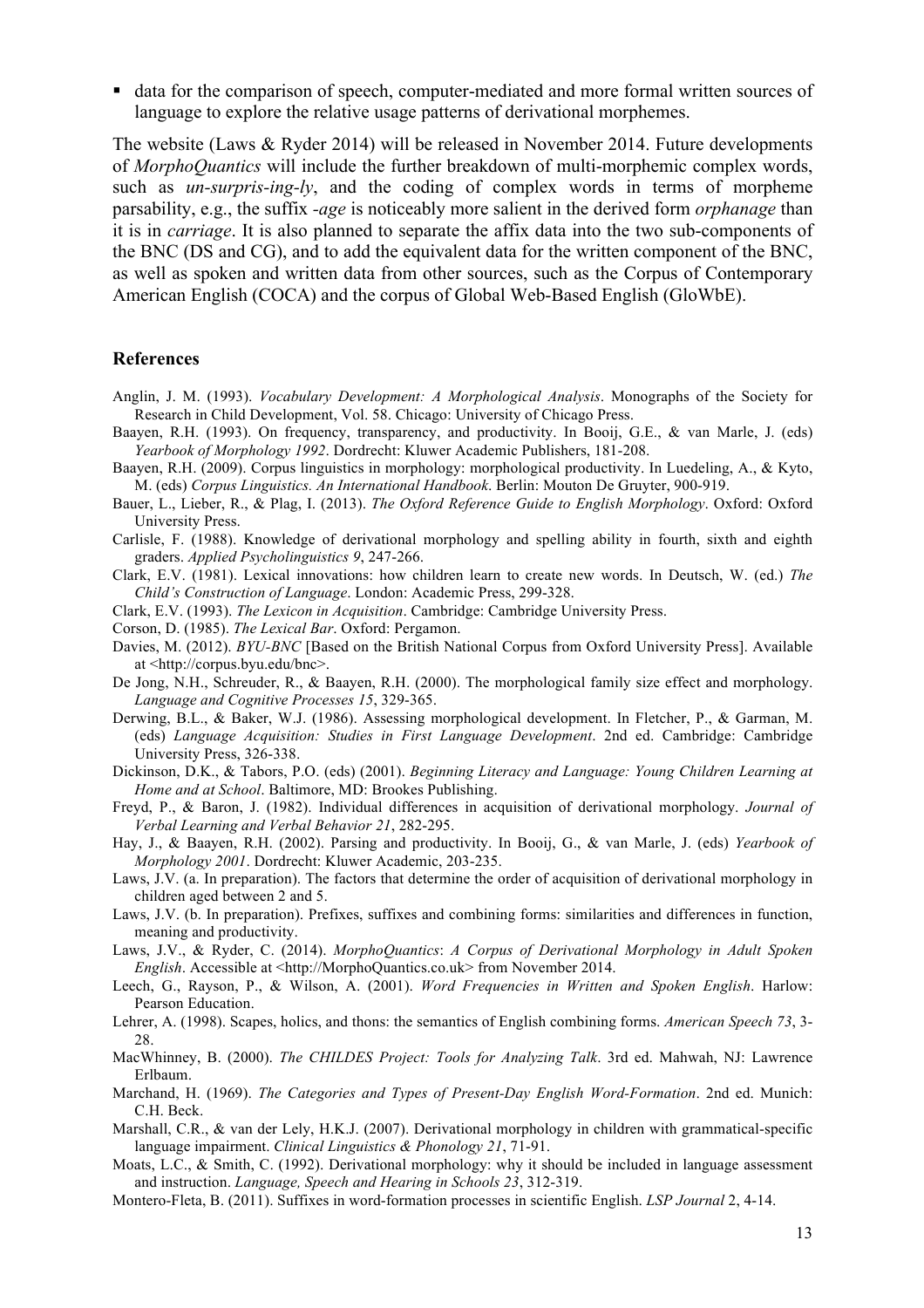- data for the comparison of speech, computer-mediated and more formal written sources of language to explore the relative usage patterns of derivational morphemes.

The website (Laws & Ryder 2014) will be released in November 2014. Future developments of *MorphoQuantics* will include the further breakdown of multi-morphemic complex words, such as *un-surpris-ing-ly*, and the coding of complex words in terms of morpheme parsability, e.g., the suffix *-age* is noticeably more salient in the derived form *orphanage* than it is in *carriage*. It is also planned to separate the affix data into the two sub-components of the BNC (DS and CG), and to add the equivalent data for the written component of the BNC, as well as spoken and written data from other sources, such as the Corpus of Contemporary American English (COCA) and the corpus of Global Web-Based English (GloWbE).

## References

Anglin, J. M. (1993). *Vocabulary Development: A Morphological Analysis*. Monographs of the Society for Research in Child Development, Vol. 58. Chicago: University of Chicago Press.

Baayen, R.H. (1993). On frequency, transparency, and productivity. In Booij, G.E., & van Marle, J. (eds) *Yearbook of Morphology 1992*. Dordrecht: Kluwer Academic Publishers, 181-208.

Baayen, R.H. (2009). Corpus linguistics in morphology: morphological productivity. In Luedeling, A., & Kyto, M. (eds) *Corpus Linguistics. An International Handbook*. Berlin: Mouton De Gruyter, 900-919.

Bauer, L., Lieber, R., & Plag, I. (2013). *The Oxford Reference Guide to English Morphology*. Oxford: Oxford University Press.

Carlisle, F. (1988). Knowledge of derivational morphology and spelling ability in fourth, sixth and eighth graders. *Applied Psycholinguistics 9*, 247-266.

Clark, E.V. (1981). Lexical innovations: how children learn to create new words. In Deutsch, W. (ed.) *The Child's Construction of Language*. London: Academic Press, 299-328.

Clark, E.V. (1993). *The Lexicon in Acquisition*. Cambridge: Cambridge University Press.

Corson, D. (1985). *The Lexical Bar*. Oxford: Pergamon.

Davies, M. (2012). *BYU-BNC* [Based on the British National Corpus from Oxford University Press]. Available at <http://corpus.byu.edu/bnc>.

De Jong, N.H., Schreuder, R., & Baayen, R.H. (2000). The morphological family size effect and morphology. *Language and Cognitive Processes 15*, 329-365.

Derwing, B.L., & Baker, W.J. (1986). Assessing morphological development. In Fletcher, P., & Garman, M. (eds) *Language Acquisition: Studies in First Language Development*. 2nd ed. Cambridge: Cambridge University Press, 326-338.

Dickinson, D.K., & Tabors, P.O. (eds) (2001). *Beginning Literacy and Language: Young Children Learning at Home and at School*. Baltimore, MD: Brookes Publishing.

Freyd, P., & Baron, J. (1982). Individual differences in acquisition of derivational morphology. *Journal of Verbal Learning and Verbal Behavior 21*, 282-295.

Hay, J., & Baayen, R.H. (2002). Parsing and productivity. In Booij, G., & van Marle, J. (eds) *Yearbook of Morphology 2001*. Dordrecht: Kluwer Academic, 203-235.

Laws, J.V. (a. In preparation). The factors that determine the order of acquisition of derivational morphology in children aged between 2 and 5.

Laws, J.V. (b. In preparation). Prefixes, suffixes and combining forms: similarities and differences in function, meaning and productivity.

Laws, J.V., & Ryder, C. (2014). *MorphoQuantics*: *A Corpus of Derivational Morphology in Adult Spoken English*. Accessible at <http://MorphoQuantics.co.uk> from November 2014.

Leech, G., Rayson, P., & Wilson, A. (2001). *Word Frequencies in Written and Spoken English*. Harlow: Pearson Education.

Lehrer, A. (1998). Scapes, holics, and thons: the semantics of English combining forms. *American Speech 73*, 3-28.

MacWhinney, B. (2000). *The CHILDES Project: Tools for Analyzing Talk*. 3rd ed. Mahwah, NJ: Lawrence Erlbaum.

Marchand, H. (1969). *The Categories and Types of Present-Day English Word-Formation*. 2nd ed. Munich: C.H. Beck.

Marshall, C.R., & van der Lely, H.K.J. (2007). Derivational morphology in children with grammatical-specific language impairment. *Clinical Linguistics & Phonology 21*, 71-91.

Moats, L.C., & Smith, C. (1992). Derivational morphology: why it should be included in language assessment and instruction. *Language, Speech and Hearing in Schools 23*, 312-319.

Montero-Fleta, B. (2011). Suffixes in word-formation processes in scientific English. *LSP Journal* 2, 4-14.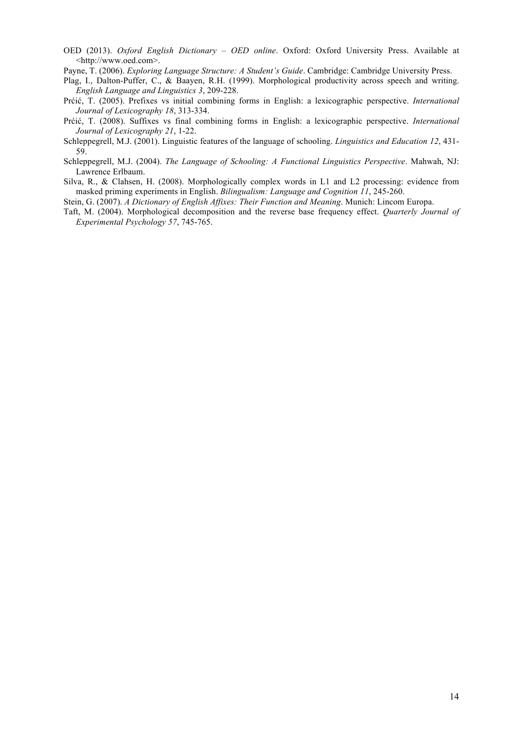OED (2013). *Oxford English Dictionary – OED online*. Oxford: Oxford University Press. Available at <http://www.oed.com>.

Payne, T. (2006). *Exploring Language Structure: A Student's Guide*. Cambridge: Cambridge University Press.

Plag, I., Dalton-Puffer, C., & Baayen, R.H. (1999). Morphological productivity across speech and writing. *English Language and Linguistics 3*, 209-228.

Prćić, T. (2005). Prefixes vs initial combining forms in English: a lexicographic perspective. *International Journal of Lexicography 18*, 313-334.

Prćić, T. (2008). Suffixes vs final combining forms in English: a lexicographic perspective. *International Journal of Lexicography 21*, 1-22.

Schleppegrell, M.J. (2001). Linguistic features of the language of schooling. *Linguistics and Education 12*, 431-59.

Schleppegrell, M.J. (2004). *The Language of Schooling: A Functional Linguistics Perspective*. Mahwah, NJ: Lawrence Erlbaum.

Silva, R., & Clahsen, H. (2008). Morphologically complex words in L1 and L2 processing: evidence from masked priming experiments in English. *Bilingualism: Language and Cognition 11*, 245-260.

Stein, G. (2007). *A Dictionary of English Affixes: Their Function and Meaning*. Munich: Lincom Europa.

Taft, M. (2004). Morphological decomposition and the reverse base frequency effect. *Quarterly Journal of Experimental Psychology 57*, 745-765.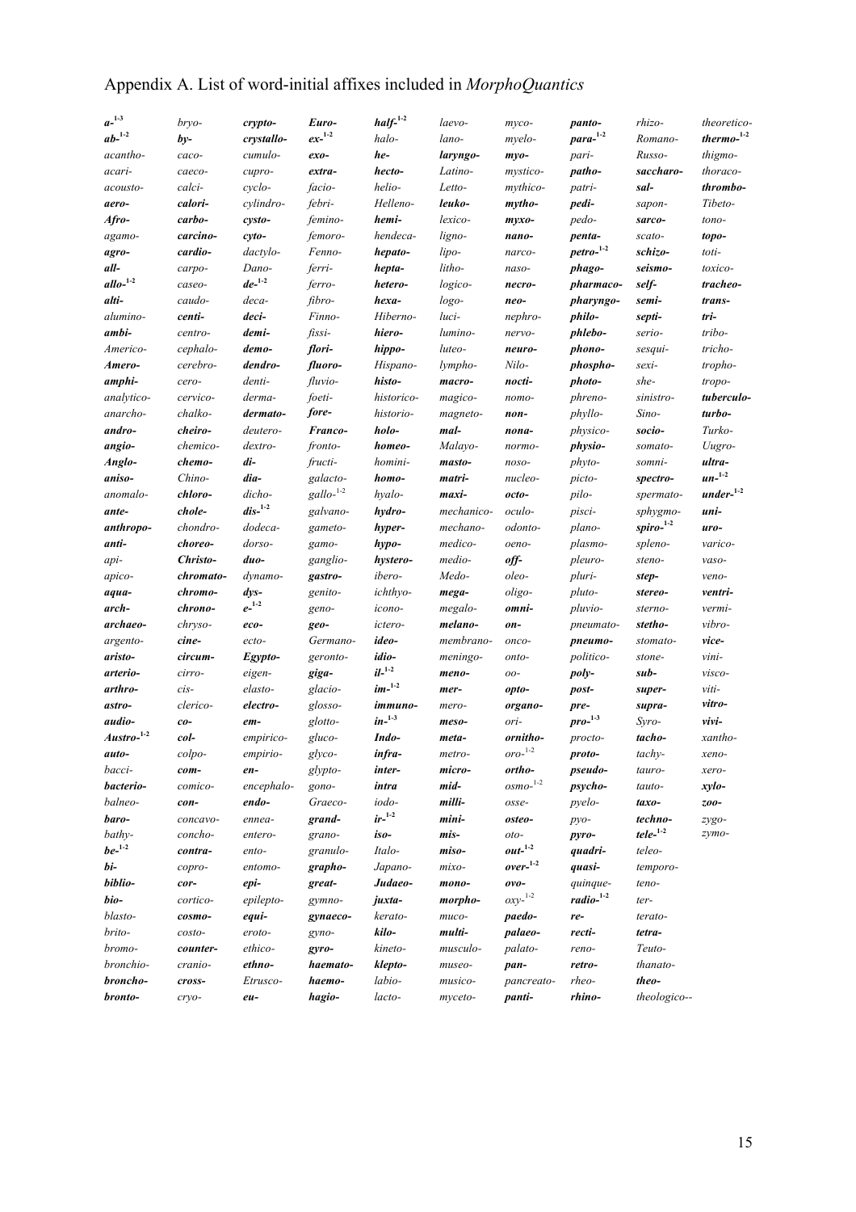# Appendix A. List of word-initial affixes included in *MorphoQuantics*

***a-***[1-3]
***ab-***[1-2]
*acantho-*
*acari-*
*acousto-*
***aero-***
***Afro-***
*agamo-*
***agro-***
***all-***
***allo-***[1-2]
***alti-***
*alumino-*
***ambi-***
*Americo-*
***Amero-***
***amphi-***
*analytico-*
*anarcho-*
***andro-***
***angio-***
***Anglo-***
***aniso-***
*anomalo-*
***ante-***
***anthropo-***
***anti-***
*api-*
*apico-*
***aqua-***
***arch-***
***archaeo-***
*argento-*
***aristo-***
***arterio-***
***arthro-***
***astro-***
***audio-***
***Austro-***[1-2]
***auto-***
*bacci-*
***bacterio-***
*balneo-*
***baro-***
*bathy-*
***be-***[1-2]
***bi-***
***biblio-***
***bio-***
*blasto-*
*brito-*
*bromo-*
*bronchio-*
***broncho-***
***bronto-***
*bryo-*
***by-***
*caco-*
*caeco-*
*calci-*
***calori-***
***carbo-***
***carcino-***
***cardio-***
*carpo-*
*caseo-*
*caudo-*
***centi-***
*centro-*
*cephalo-*
*cerebro-*
*cero-*
*cervico-*
*chalko-*
***cheiro-***
*chemico-*
***chemo-***
*Chino-*
***chloro-***
***chole-***
*chondro-*
***choreo-***
***Christo-***
***chromato-***
***chromo-***
***chrono-***
*chryso-*
***cine-***
***circum-***
*cirro-*
*cis-*
*clerico-*
***co-***
***col-***
*colpo-*
***com-***
*comico-*
***con-***
*concavo-*
*concho-*
***contra-***
*copro-*
***cor-***
*cortico-*
***cosmo-***
*costo-*
***counter-***
*cranio-*
***cross-***
*cryo-*
***crypto-***
***crystallo-***
*cumulo-*
*cupro-*
*cyclo-*
*cylindro-*
***cysto-***
***cyto-***
*dactylo-*
*Dano-*
***de-***[1-2]
*deca-*
***deci-***
***demi-***
***demo-***
***dendro-***
*denti-*
*derma-*
***dermato-***
*deutero-*
*dextro-*
***di-***
***dia-***
*dicho-*
***dis-***[1-2]
*dodeca-*
*dorso-*
***duo-***
*dynamo-*
***dys-***
***e-***[1-2]
***eco-***
*ecto-*
***Egypto-***
*eigen-*
*elasto-*
***electro-***
***em-***
*empirico-*
*empirio-*
***en-***
*encephalo-*
***endo-***
*ennea-*
*entero-*
*ento-*
*entomo-*
***epi-***
*epilepto-*
***equi-***
*eroto-*
*ethico-*
***ethno-***
*Etrusco-*
***eu-***
***Euro-***
***ex-***[1-2]
***exo-***
***extra-***
*facio-*
*febri-*
*femino-*
*femoro-*
*Fenno-*
*ferri-*
*ferro-*
*fibro-*
*Finno-*
*fissi-*
***flori-***
***fluoro-***
*fluvio-*
*foeti-*
***fore-***
***Franco-***
*fronto-*
*fructi-*
*galacto-*
*gallo-*[1-2]
*galvano-*
*gameto-*
*gamo-*
*ganglio-*
***gastro-***
*genito-*
*geno-*
***geo-***
*Germano-*
*geronto-*
***giga-***
*glacio-*
*glosso-*
*glotto-*
*gluco-*
*glyco-*
*glypto-*
*gono-*
*Graeco-*
***grand-***
*grano-*
*granulo-*
***grapho-***
***great-***
*gymno-*
***gynaeco-***
*gyno-*
***gyro-***
***haemato-***
***haemo-***
***hagio-***
***half-***[1-2]
*halo-*
***he-***
***hecto-***
*helio-*
*Helleno-*
***hemi-***
*hendeca-*
***hepato-***
***hepta-***
***hetero-***
***hexa-***
*Hiberno-*
***hiero-***
***hippo-***
*Hispano-*
***histo-***
*historico-*
*historio-*
***holo-***
***homeo-***
*homini-*
***homo-***
*hyalo-*
***hydro-***
***hyper-***
***hypo-***
***hystero-***
*ibero-*
*ichthyo-*
*icono-*
*ictero-*
***ideo-***
***idio-***
***il-***[1-2]
***im-***[1-2]
***immuno-***
***in-***[1-3]
***Indo-***
***infra-***
***inter-***
***intra***
*iodo-*
***ir-***[1-2]
***iso-***
*Italo-*
*Japano-*
***Judaeo-***
***juxta-***
*kerato-*
***kilo-***
*kineto-*
***klepto-***
*labio-*
*lacto-*
*laevo-*
*lano-*
***laryngo-***
*Latino-*
*Letto-*
***leuko-***
*lexico-*
*ligno-*
*lipo-*
*litho-*
*logico-*
*logo-*
*luci-*
*lumino-*
*luteo-*
*lympho-*
***macro-***
*magico-*
*magneto-*
***mal-***
*Malayo-*
***masto-***
***matri-***
***maxi-***
*mechanico-*
*mechano-*
*medico-*
*medio-*
*Medo-*
***mega-***
*megalo-*
***melano-***
*membrano-*
*meningo-*
***meno-***
***mer-***
*mero-*
***meso-***
***meta-***
*metro-*
***micro-***
***mid-***
***milli-***
***mini-***
***mis-***
***miso-***
*mixo-*
***mono-***
***morpho-***
*muco-*
***multi-***
*musculo-*
*museo-*
*musico-*
*myceto-*
*myco-*
*myelo-*
***myo-***
*mystico-*
*mythico-*
***mytho-***
***myxo-***
***nano-***
*narco-*
*naso-*
***necro-***
***neo-***
*nephro-*
*nervo-*
***neuro-***
*Nilo-*
***nocti-***
*nomo-*
***non-***
***nona-***
*normo-*
*noso-*
*nucleo-*
***octo-***
*oculo-*
*odonto-*
*oeno-*
***off-***
*oleo-*
*oligo-*
***omni-***
***on-***
*onco-*
*onto-*
*oo-*
***opto-***
***organo-***
*ori-*
***ornitho-***
*oro-*[1-2]
***ortho-***
*osmo-*[1-2]
*osse-*
***osteo-***
*oto-*
***out-***[1-2]
***over-***[1-2]
***ovo-***
*oxy-*[1-2]
***paedo-***
***palaeo-***
*palato-*
***pan-***
*pancreato-*
***panti-***
***panto-***
***para-***[1-2]
*pari-*
***patho-***
*patri-*
***pedi-***
*pedo-*
***penta-***
***petro-***[1-2]
***phago-***
***pharmaco-***
***pharyngo-***
***philo-***
***phlebo-***
***phono-***
***phospho-***
***photo-***
*phreno-*
*phyllo-*
*physico-*
***physio-***
*phyto-*
*picto-*
*pilo-*
*pisci-*
*plano-*
*plasmo-*
*pleuro-*
*pluri-*
*pluto-*
*pluvio-*
*pneumato-*
***pneumo-***
*politico-*
***poly-***
***post-***
***pre-***
***pro-***[1-3]
*procto-*
***proto-***
***pseudo-***
***psycho-***
*pyelo-*
*pyo-*
***pyro-***
***quadri-***
***quasi-***
*quinque-*
***radio-***[1-2]
***re-***
***recti-***
*reno-*
***retro-***
*rheo-*
***rhino-***
*rhizo-*
*Romano-*
*Russo-*
***saccharo-***
***sal-***
*sapon-*
***sarco-***
*scato-*
***schizo-***
***seismo-***
***self-***
***semi-***
***septi-***
*serio-*
*sesqui-*
*sexi-*
*she-*
*sinistro-*
*Sino-*
***socio-***
*somato-*
*somni-*
***spectro-***
*spermato-*
*sphygmo-*
***spiro-***[1-2]
*spleno-*
*steno-*
***step-***
***stereo-***
*sterno-*
***stetho-***
*stomato-*
*stone-*
***sub-***
***super-***
***supra-***
*Syro-*
***tacho-***
*tachy-*
*tauro-*
*tauto-*
***taxo-***
***techno-***
***tele-***[1-2]
*teleo-*
*temporo-*
*teno-*
*ter-*
*terato-*
***tetra-***
*Teuto-*
*thanato-*
***theo-***
*theologico--*
*theoretico-*
***thermo-***[1-2]
*thigmo-*
*thoraco-*
***thrombo-***
*Tibeto-*
*tono-*
***topo-***
*toti-*
*toxico-*
***tracheo-***
***trans-***
***tri-***
*tribo-*
*tricho-*
*tropho-*
*tropo-*
***tuberculo-***
***turbo-***
*Turko-*
*Uugro-*
***ultra-***
***un-***[1-2]
***under-***[1-2]
***uni-***
***uro-***
*varico-*
*vaso-*
*veno-*
***ventri-***
*vermi-*
*vibro-*
***vice-***
*vini-*
*visco-*
*viti-*
***vitro-***
***vivi-***
*xantho-*
*xeno-*
*xero-*
***xylo-***
***zoo-***
*zygo-*
*zymo-*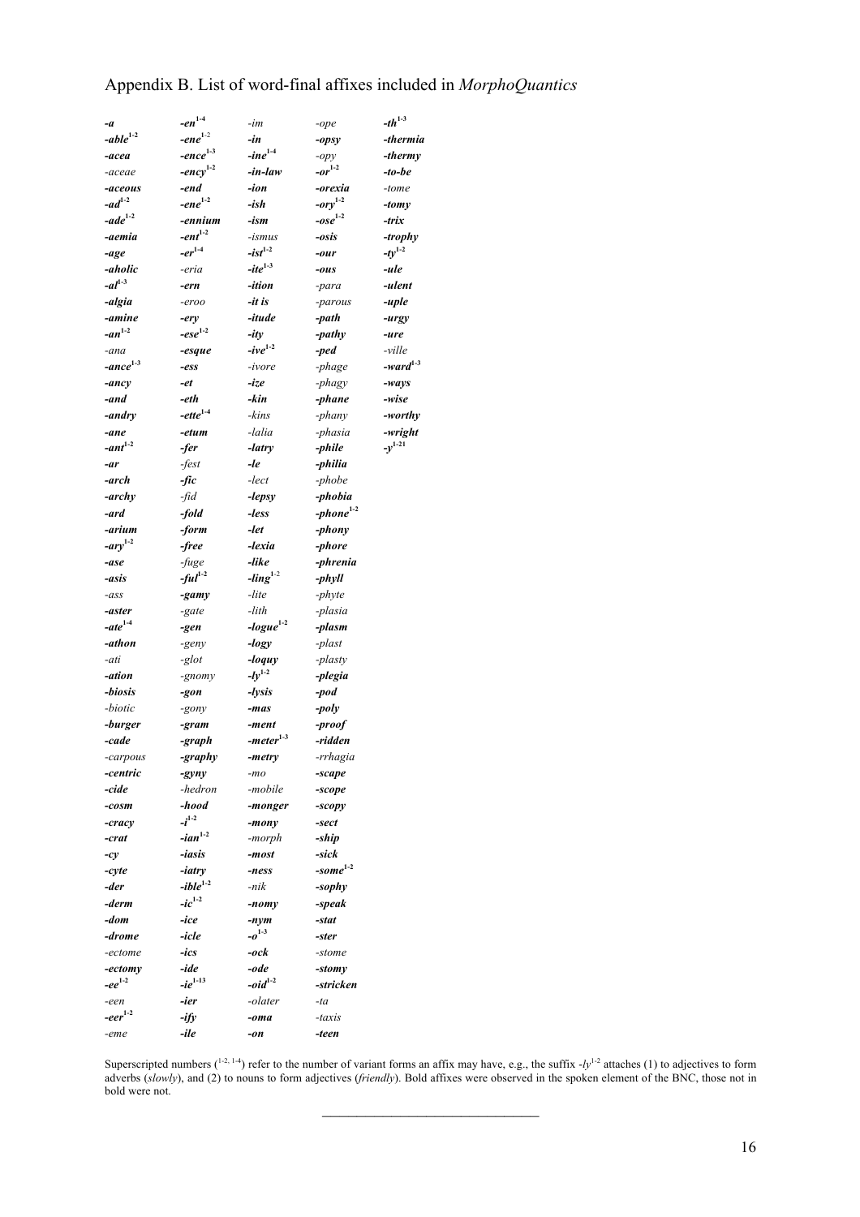# Appendix B. List of word-final affixes included in *MorphoQuantics*

| | | | | |
|---|---|---|---|---|
| ***-a*** | ***-en***$^{1\text{-}4}$ | *-im* | *-ope* | ***-th***$^{1\text{-}3}$ |
| ***-able***$^{1\text{-}2}$ | ***-ene***$^{1\text{-}2}$ | ***-in*** | ***-opsy*** | ***-thermia*** |
| ***-acea*** | ***-ence***$^{1\text{-}3}$ | ***-ine***$^{1\text{-}4}$ | *-opy* | ***-thermy*** |
| *-aceae* | ***-ency***$^{1\text{-}2}$ | ***-in-law*** | ***-or***$^{1\text{-}2}$ | ***-to-be*** |
| ***-aceous*** | ***-end*** | ***-ion*** | ***-orexia*** | *-tome* |
| ***-ad***$^{1\text{-}2}$ | ***-ene***$^{1\text{-}2}$ | ***-ish*** | ***-ory***$^{1\text{-}2}$ | ***-tomy*** |
| ***-ade***$^{1\text{-}2}$ | ***-ennium*** | ***-ism*** | ***-ose***$^{1\text{-}2}$ | ***-trix*** |
| ***-aemia*** | ***-ent***$^{1\text{-}2}$ | *-ismus* | ***-osis*** | ***-trophy*** |
| ***-age*** | ***-er***$^{1\text{-}4}$ | ***-ist***$^{1\text{-}2}$ | ***-our*** | ***-ty***$^{1\text{-}2}$ |
| ***-aholic*** | *-eria* | ***-ite***$^{1\text{-}3}$ | ***-ous*** | ***-ule*** |
| ***-al***$^{1\text{-}3}$ | ***-ern*** | ***-ition*** | *-para* | ***-ulent*** |
| ***-algia*** | *-eroo* | ***-it is*** | *-parous* | ***-uple*** |
| ***-amine*** | ***-ery*** | ***-itude*** | ***-path*** | ***-urgy*** |
| ***-an***$^{1\text{-}2}$ | ***-ese***$^{1\text{-}2}$ | ***-ity*** | ***-pathy*** | ***-ure*** |
| *-ana* | ***-esque*** | ***-ive***$^{1\text{-}2}$ | ***-ped*** | *-ville* |
| ***-ance***$^{1\text{-}3}$ | ***-ess*** | *-ivore* | *-phage* | ***-ward***$^{1\text{-}3}$ |
| ***-ancy*** | ***-et*** | ***-ize*** | *-phagy* | ***-ways*** |
| ***-and*** | ***-eth*** | ***-kin*** | ***-phane*** | ***-wise*** |
| ***-andry*** | ***-ette***$^{1\text{-}4}$ | *-kins* | *-phany* | ***-worthy*** |
| ***-ane*** | ***-etum*** | *-lalia* | *-phasia* | ***-wright*** |
| ***-ant***$^{1\text{-}2}$ | ***-fer*** | ***-latry*** | ***-phile*** | ***-y***$^{1\text{-}21}$ |
| ***-ar*** | *-fest* | ***-le*** | ***-philia*** | |
| ***-arch*** | ***-fic*** | *-lect* | *-phobe* | |
| ***-archy*** | *-fid* | ***-lepsy*** | ***-phobia*** | |
| ***-ard*** | ***-fold*** | ***-less*** | ***-phone***$^{1\text{-}2}$ | |
| ***-arium*** | ***-form*** | ***-let*** | ***-phony*** | |
| ***-ary***$^{1\text{-}2}$ | ***-free*** | ***-lexia*** | ***-phore*** | |
| ***-ase*** | *-fuge* | ***-like*** | ***-phrenia*** | |
| ***-asis*** | ***-ful***$^{1\text{-}2}$ | ***-ling***$^{1\text{-}2}$ | ***-phyll*** | |
| *-ass* | ***-gamy*** | *-lite* | *-phyte* | |
| ***-aster*** | *-gate* | *-lith* | ***-plasia*** | |
| ***-ate***$^{1\text{-}4}$ | ***-gen*** | ***-logue***$^{1\text{-}2}$ | ***-plasm*** | |
| ***-athon*** | *-geny* | ***-logy*** | *-plast* | |
| *-ati* | *-glot* | ***-loquy*** | *-plasty* | |
| ***-ation*** | *-gnomy* | ***-ly***$^{1\text{-}2}$ | ***-plegia*** | |
| ***-biosis*** | ***-gon*** | ***-lysis*** | ***-pod*** | |
| *-biotic* | *-gony* | ***-mas*** | ***-poly*** | |
| ***-burger*** | ***-gram*** | ***-ment*** | ***-proof*** | |
| ***-cade*** | ***-graph*** | ***-meter***$^{1\text{-}3}$ | ***-ridden*** | |
| *-carpous* | ***-graphy*** | ***-metry*** | *-rrhagia* | |
| ***-centric*** | ***-gyny*** | *-mo* | ***-scape*** | |
| ***-cide*** | *-hedron* | *-mobile* | ***-scope*** | |
| ***-cosm*** | ***-hood*** | ***-monger*** | ***-scopy*** | |
| ***-cracy*** | ***-i***$^{1\text{-}2}$ | ***-mony*** | ***-sect*** | |
| ***-crat*** | ***-ian***$^{1\text{-}2}$ | *-morph* | ***-ship*** | |
| ***-cy*** | ***-iasis*** | ***-most*** | ***-sick*** | |
| ***-cyte*** | ***-iatry*** | ***-ness*** | ***-some***$^{1\text{-}2}$ | |
| ***-der*** | ***-ible***$^{1\text{-}2}$ | *-nik* | ***-sophy*** | |
| ***-derm*** | ***-ic***$^{1\text{-}2}$ | ***-nomy*** | ***-speak*** | |
| ***-dom*** | ***-ice*** | ***-nym*** | ***-stat*** | |
| ***-drome*** | ***-icle*** | ***-o***$^{1\text{-}3}$ | ***-ster*** | |
| *-ectome* | ***-ics*** | ***-ock*** | *-stome* | |
| ***-ectomy*** | ***-ide*** | ***-ode*** | ***-stomy*** | |
| ***-ee***$^{1\text{-}2}$ | ***-ie***$^{1\text{-}13}$ | ***-oid***$^{1\text{-}2}$ | ***-stricken*** | |
| *-een* | ***-ier*** | *-olater* | *-ta* | |
| ***-eer***$^{1\text{-}2}$ | ***-ify*** | ***-oma*** | *-taxis* | |
| *-eme* | ***-ile*** | ***-on*** | ***-teen*** | |

Superscripted numbers ($^{1\text{-}2,\ 1\text{-}4}$) refer to the number of variant forms an affix may have, e.g., the suffix *-ly*$^{1\text{-}2}$ attaches (1) to adjectives to form adverbs (*slowly*), and (2) to nouns to form adjectives (*friendly*). Bold affixes were observed in the spoken element of the BNC, those not in bold were not.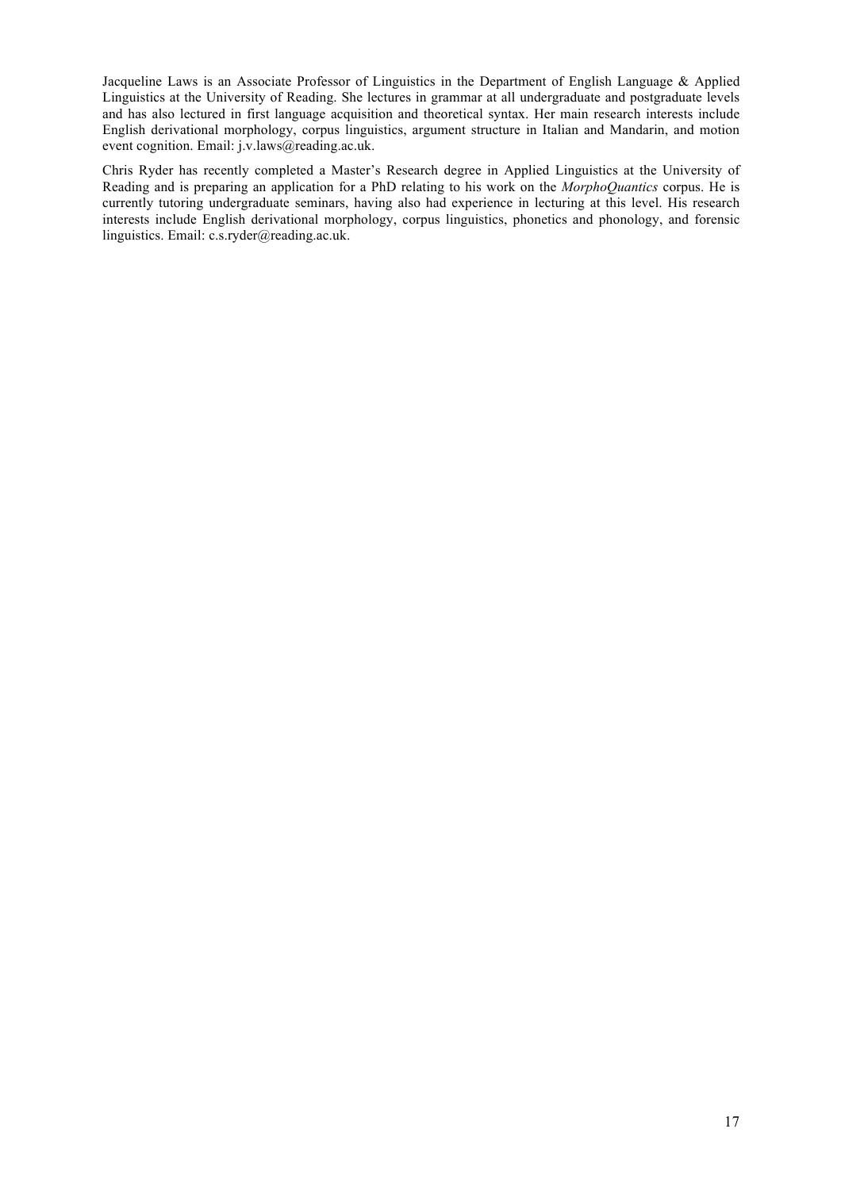Jacqueline Laws is an Associate Professor of Linguistics in the Department of English Language & Applied Linguistics at the University of Reading. She lectures in grammar at all undergraduate and postgraduate levels and has also lectured in first language acquisition and theoretical syntax. Her main research interests include English derivational morphology, corpus linguistics, argument structure in Italian and Mandarin, and motion event cognition. Email: j.v.laws@reading.ac.uk.

Chris Ryder has recently completed a Master's Research degree in Applied Linguistics at the University of Reading and is preparing an application for a PhD relating to his work on the *MorphoQuantics* corpus. He is currently tutoring undergraduate seminars, having also had experience in lecturing at this level. His research interests include English derivational morphology, corpus linguistics, phonetics and phonology, and forensic linguistics. Email: c.s.ryder@reading.ac.uk.